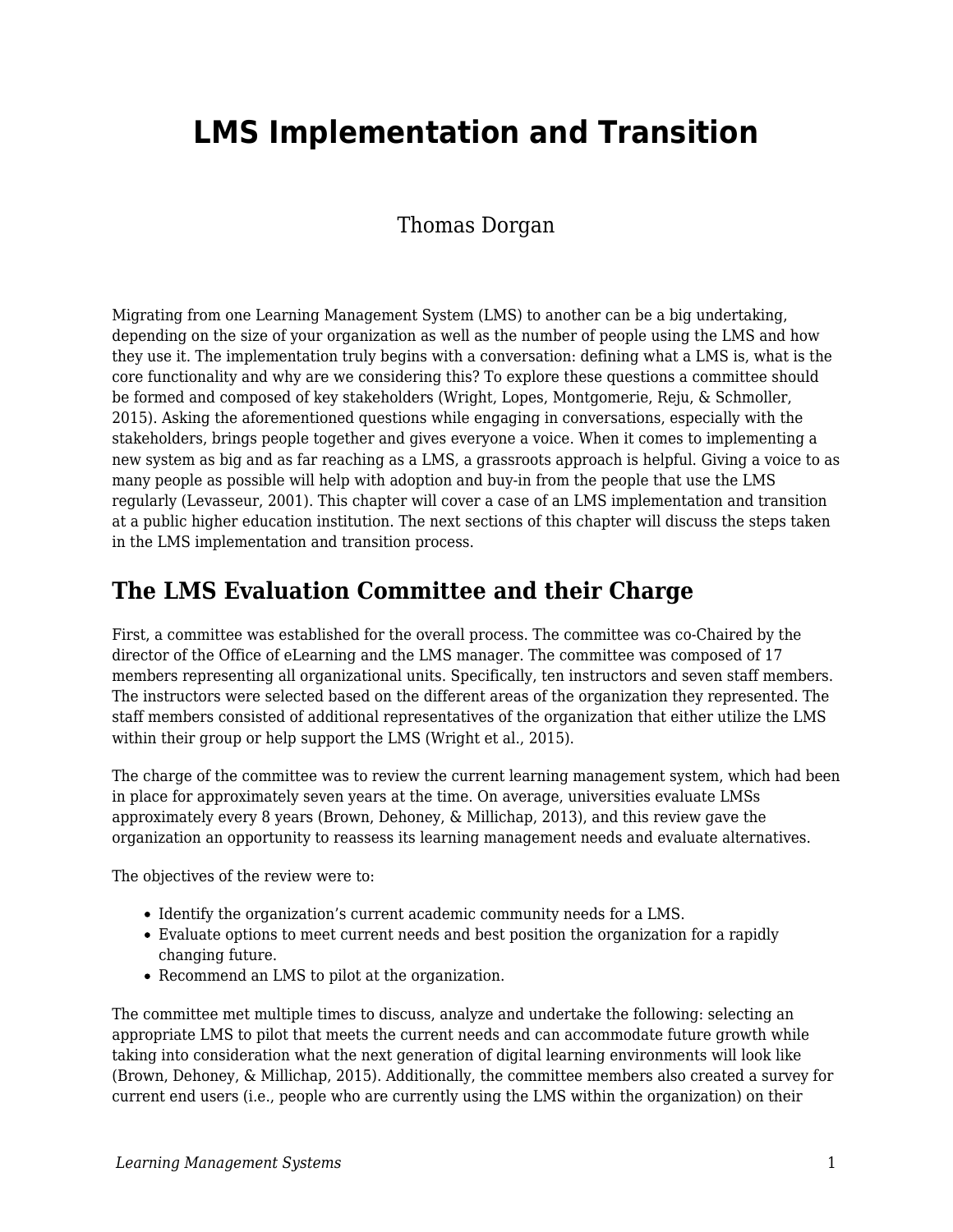# LMS Implementation and Transition

Thomas Dorgan

Migrating from one Learning Management System (LMS) to another can be a big undertaking, depending on the size of your organization as well as the number of people using the LMS and how they use it. The implementation truly begins with a conversation: defining what a LMS is, what is the core functionality and why are we considering this? To explore these questions a committee should be formed and composed of key stakeholders (Wright, Lopes, Montgomerie, Reju, & Schmoller, 2015). Asking the aforementioned questions while engaging in conversations, especially with the stakeholders, brings people together and gives everyone a voice. When it comes to implementing a new system as big and as far reaching as a LMS, a grassroots approach is helpful. Giving a voice to as many people as possible will help with adoption and buy-in from the people that use the LMS regularly (Levasseur, 2001). This chapter will cover a case of an LMS implementation and transition at a public higher education institution. The next sections of this chapter will discuss the steps taken in the LMS implementation and transition process.

## The LMS Evaluation Committee and their Charge

First, a committee was established for the overall process. The committee was co-Chaired by the director of the Office of eLearning and the LMS manager. The committee was composed of 17 members representing all organizational units. Specifically, ten instructors and seven staff members. The instructors were selected based on the different areas of the organization they represented. The staff members consisted of additional representatives of the organization that either utilize the LMS within their group or help support the LMS (Wright et al., 2015).

The charge of the committee was to review the current learning management system, which had been in place for approximately seven years at the time. On average, universities evaluate LMSs approximately every 8 years (Brown, Dehoney, & Millichap, 2013), and this review gave the organization an opportunity to reassess its learning management needs and evaluate alternatives.

The objectives of the review were to:

- Identify the organization's current academic community needs for a LMS.
- Evaluate options to meet current needs and best position the organization for a rapidly changing future.
- Recommend an LMS to pilot at the organization.

The committee met multiple times to discuss, analyze and undertake the following: selecting an appropriate LMS to pilot that meets the current needs and can accommodate future growth while taking into consideration what the next generation of digital learning environments will look like (Brown, Dehoney, & Millichap, 2015). Additionally, the committee members also created a survey for current end users (i.e., people who are currently using the LMS within the organization) on their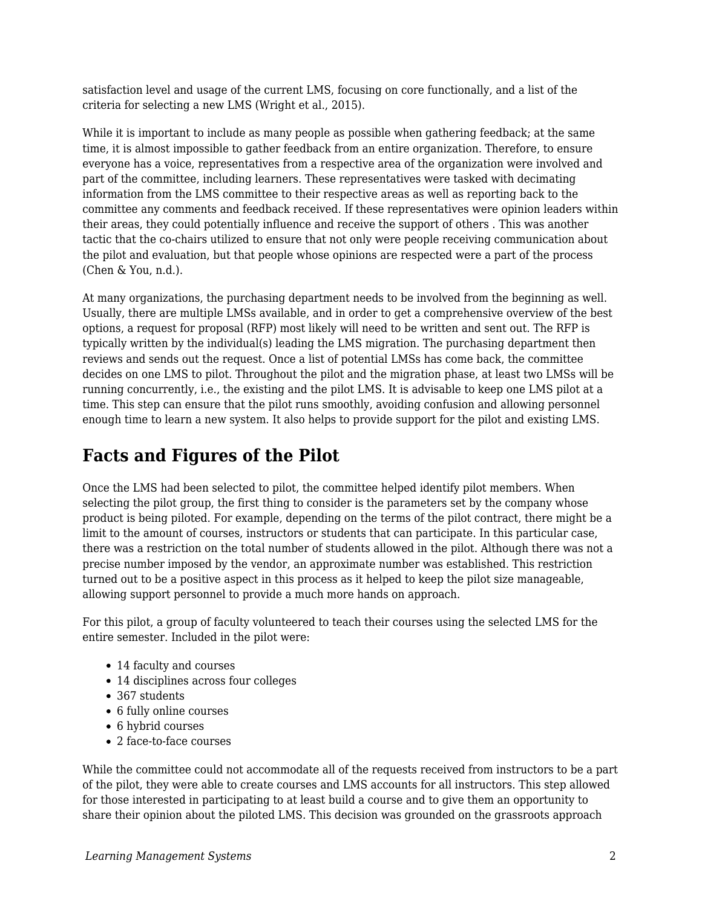satisfaction level and usage of the current LMS, focusing on core functionally, and a list of the criteria for selecting a new LMS (Wright et al., 2015).

While it is important to include as many people as possible when gathering feedback; at the same time, it is almost impossible to gather feedback from an entire organization. Therefore, to ensure everyone has a voice, representatives from a respective area of the organization were involved and part of the committee, including learners. These representatives were tasked with decimating information from the LMS committee to their respective areas as well as reporting back to the committee any comments and feedback received. If these representatives were opinion leaders within their areas, they could potentially influence and receive the support of others . This was another tactic that the co-chairs utilized to ensure that not only were people receiving communication about the pilot and evaluation, but that people whose opinions are respected were a part of the process (Chen & You, n.d.).

At many organizations, the purchasing department needs to be involved from the beginning as well. Usually, there are multiple LMSs available, and in order to get a comprehensive overview of the best options, a request for proposal (RFP) most likely will need to be written and sent out. The RFP is typically written by the individual(s) leading the LMS migration. The purchasing department then reviews and sends out the request. Once a list of potential LMSs has come back, the committee decides on one LMS to pilot. Throughout the pilot and the migration phase, at least two LMSs will be running concurrently, i.e., the existing and the pilot LMS. It is advisable to keep one LMS pilot at a time. This step can ensure that the pilot runs smoothly, avoiding confusion and allowing personnel enough time to learn a new system. It also helps to provide support for the pilot and existing LMS.

## Facts and Figures of the Pilot

Once the LMS had been selected to pilot, the committee helped identify pilot members. When selecting the pilot group, the first thing to consider is the parameters set by the company whose product is being piloted. For example, depending on the terms of the pilot contract, there might be a limit to the amount of courses, instructors or students that can participate. In this particular case, there was a restriction on the total number of students allowed in the pilot. Although there was not a precise number imposed by the vendor, an approximate number was established. This restriction turned out to be a positive aspect in this process as it helped to keep the pilot size manageable, allowing support personnel to provide a much more hands on approach.

For this pilot, a group of faculty volunteered to teach their courses using the selected LMS for the entire semester. Included in the pilot were:

- 14 faculty and courses
- 14 disciplines across four colleges
- 367 students
- 6 fully online courses
- 6 hybrid courses
- 2 face-to-face courses

While the committee could not accommodate all of the requests received from instructors to be a part of the pilot, they were able to create courses and LMS accounts for all instructors. This step allowed for those interested in participating to at least build a course and to give them an opportunity to share their opinion about the piloted LMS. This decision was grounded on the grassroots approach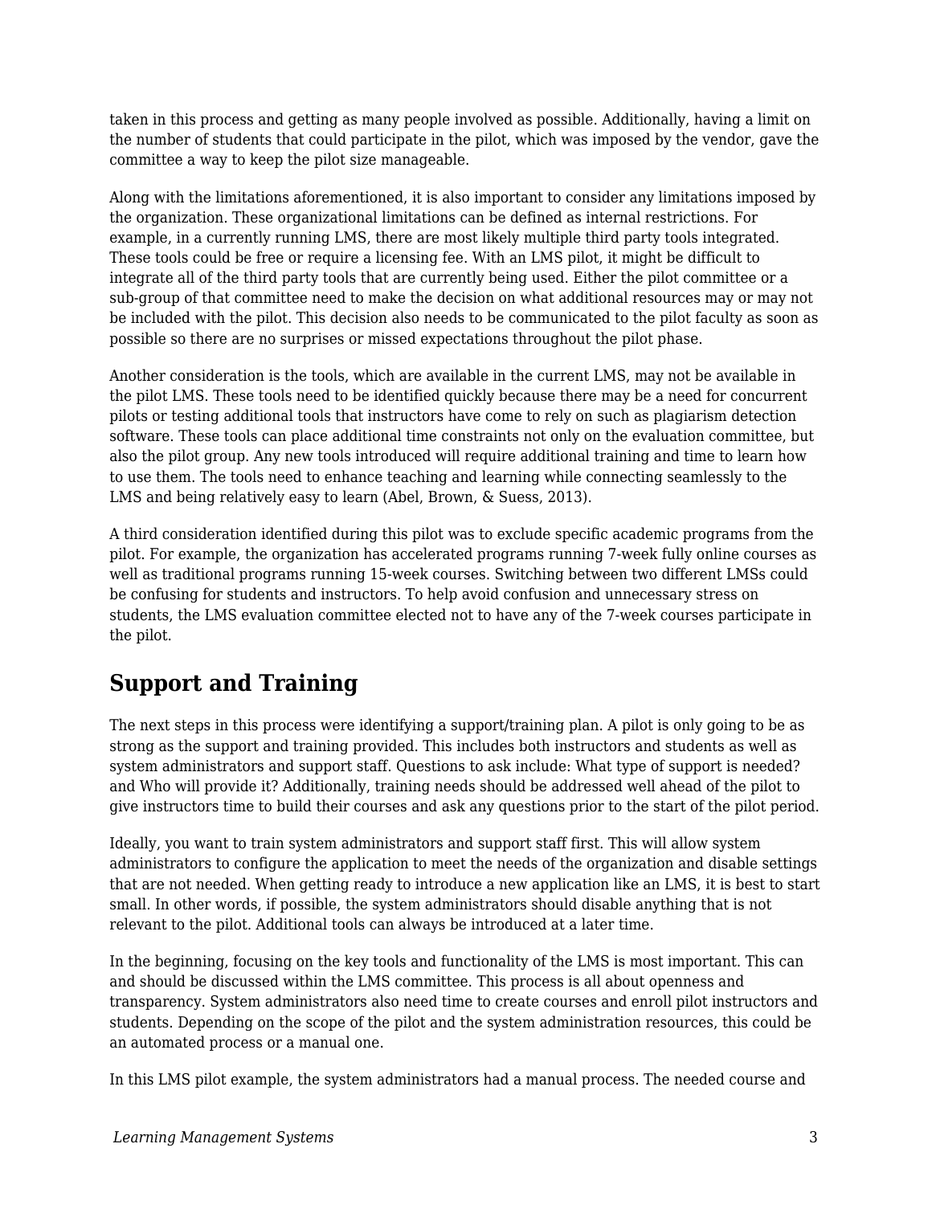taken in this process and getting as many people involved as possible. Additionally, having a limit on the number of students that could participate in the pilot, which was imposed by the vendor, gave the committee a way to keep the pilot size manageable.

Along with the limitations aforementioned, it is also important to consider any limitations imposed by the organization. These organizational limitations can be defined as internal restrictions. For example, in a currently running LMS, there are most likely multiple third party tools integrated. These tools could be free or require a licensing fee. With an LMS pilot, it might be difficult to integrate all of the third party tools that are currently being used. Either the pilot committee or a sub-group of that committee need to make the decision on what additional resources may or may not be included with the pilot. This decision also needs to be communicated to the pilot faculty as soon as possible so there are no surprises or missed expectations throughout the pilot phase.

Another consideration is the tools, which are available in the current LMS, may not be available in the pilot LMS. These tools need to be identified quickly because there may be a need for concurrent pilots or testing additional tools that instructors have come to rely on such as plagiarism detection software. These tools can place additional time constraints not only on the evaluation committee, but also the pilot group. Any new tools introduced will require additional training and time to learn how to use them. The tools need to enhance teaching and learning while connecting seamlessly to the LMS and being relatively easy to learn (Abel, Brown, & Suess, 2013).

A third consideration identified during this pilot was to exclude specific academic programs from the pilot. For example, the organization has accelerated programs running 7-week fully online courses as well as traditional programs running 15-week courses. Switching between two different LMSs could be confusing for students and instructors. To help avoid confusion and unnecessary stress on students, the LMS evaluation committee elected not to have any of the 7-week courses participate in the pilot.

## Support and Training

The next steps in this process were identifying a support/training plan. A pilot is only going to be as strong as the support and training provided. This includes both instructors and students as well as system administrators and support staff. Questions to ask include: What type of support is needed? and Who will provide it? Additionally, training needs should be addressed well ahead of the pilot to give instructors time to build their courses and ask any questions prior to the start of the pilot period.

Ideally, you want to train system administrators and support staff first. This will allow system administrators to configure the application to meet the needs of the organization and disable settings that are not needed. When getting ready to introduce a new application like an LMS, it is best to start small. In other words, if possible, the system administrators should disable anything that is not relevant to the pilot. Additional tools can always be introduced at a later time.

In the beginning, focusing on the key tools and functionality of the LMS is most important. This can and should be discussed within the LMS committee. This process is all about openness and transparency. System administrators also need time to create courses and enroll pilot instructors and students. Depending on the scope of the pilot and the system administration resources, this could be an automated process or a manual one.

In this LMS pilot example, the system administrators had a manual process. The needed course and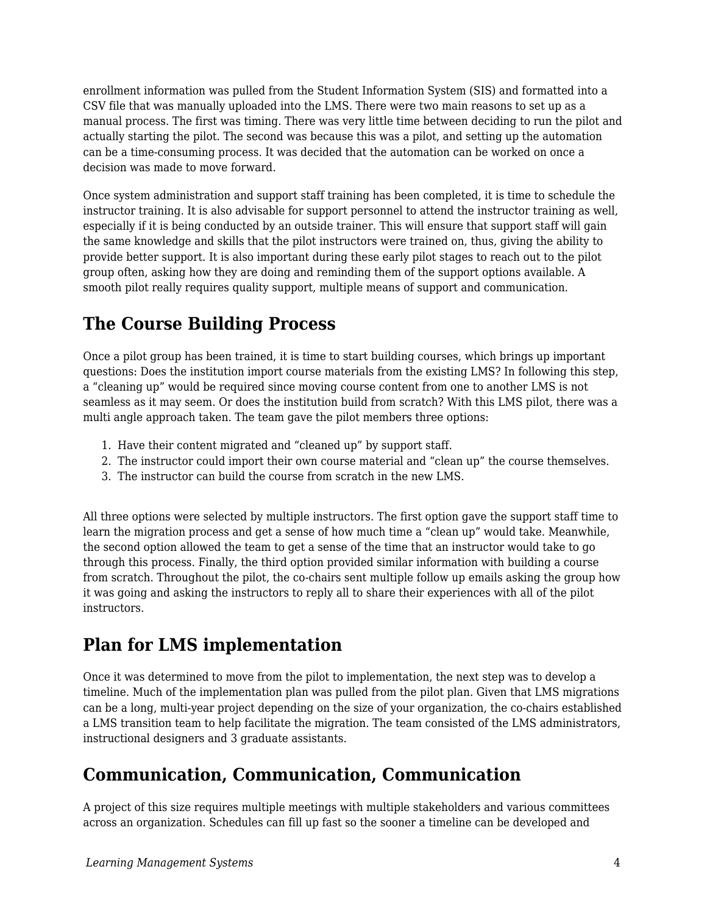enrollment information was pulled from the Student Information System (SIS) and formatted into a CSV file that was manually uploaded into the LMS. There were two main reasons to set up as a manual process. The first was timing. There was very little time between deciding to run the pilot and actually starting the pilot. The second was because this was a pilot, and setting up the automation can be a time-consuming process. It was decided that the automation can be worked on once a decision was made to move forward.

Once system administration and support staff training has been completed, it is time to schedule the instructor training. It is also advisable for support personnel to attend the instructor training as well, especially if it is being conducted by an outside trainer. This will ensure that support staff will gain the same knowledge and skills that the pilot instructors were trained on, thus, giving the ability to provide better support. It is also important during these early pilot stages to reach out to the pilot group often, asking how they are doing and reminding them of the support options available. A smooth pilot really requires quality support, multiple means of support and communication.

## The Course Building Process

Once a pilot group has been trained, it is time to start building courses, which brings up important questions: Does the institution import course materials from the existing LMS? In following this step, a "cleaning up" would be required since moving course content from one to another LMS is not seamless as it may seem. Or does the institution build from scratch? With this LMS pilot, there was a multi angle approach taken. The team gave the pilot members three options:

1. Have their content migrated and "cleaned up" by support staff.
2. The instructor could import their own course material and "clean up" the course themselves.
3. The instructor can build the course from scratch in the new LMS.

All three options were selected by multiple instructors. The first option gave the support staff time to learn the migration process and get a sense of how much time a "clean up" would take. Meanwhile, the second option allowed the team to get a sense of the time that an instructor would take to go through this process. Finally, the third option provided similar information with building a course from scratch. Throughout the pilot, the co-chairs sent multiple follow up emails asking the group how it was going and asking the instructors to reply all to share their experiences with all of the pilot instructors.

## Plan for LMS implementation

Once it was determined to move from the pilot to implementation, the next step was to develop a timeline. Much of the implementation plan was pulled from the pilot plan. Given that LMS migrations can be a long, multi-year project depending on the size of your organization, the co-chairs established a LMS transition team to help facilitate the migration. The team consisted of the LMS administrators, instructional designers and 3 graduate assistants.

## Communication, Communication, Communication

A project of this size requires multiple meetings with multiple stakeholders and various committees across an organization. Schedules can fill up fast so the sooner a timeline can be developed and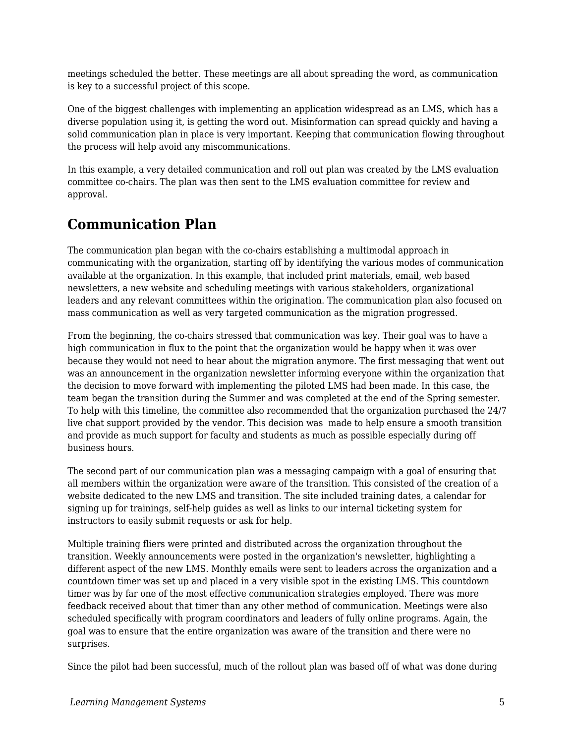meetings scheduled the better. These meetings are all about spreading the word, as communication is key to a successful project of this scope.

One of the biggest challenges with implementing an application widespread as an LMS, which has a diverse population using it, is getting the word out. Misinformation can spread quickly and having a solid communication plan in place is very important. Keeping that communication flowing throughout the process will help avoid any miscommunications.

In this example, a very detailed communication and roll out plan was created by the LMS evaluation committee co-chairs. The plan was then sent to the LMS evaluation committee for review and approval.

## Communication Plan

The communication plan began with the co-chairs establishing a multimodal approach in communicating with the organization, starting off by identifying the various modes of communication available at the organization. In this example, that included print materials, email, web based newsletters, a new website and scheduling meetings with various stakeholders, organizational leaders and any relevant committees within the origination. The communication plan also focused on mass communication as well as very targeted communication as the migration progressed.

From the beginning, the co-chairs stressed that communication was key. Their goal was to have a high communication in flux to the point that the organization would be happy when it was over because they would not need to hear about the migration anymore. The first messaging that went out was an announcement in the organization newsletter informing everyone within the organization that the decision to move forward with implementing the piloted LMS had been made. In this case, the team began the transition during the Summer and was completed at the end of the Spring semester. To help with this timeline, the committee also recommended that the organization purchased the 24/7 live chat support provided by the vendor. This decision was made to help ensure a smooth transition and provide as much support for faculty and students as much as possible especially during off business hours.

The second part of our communication plan was a messaging campaign with a goal of ensuring that all members within the organization were aware of the transition. This consisted of the creation of a website dedicated to the new LMS and transition. The site included training dates, a calendar for signing up for trainings, self-help guides as well as links to our internal ticketing system for instructors to easily submit requests or ask for help.

Multiple training fliers were printed and distributed across the organization throughout the transition. Weekly announcements were posted in the organization's newsletter, highlighting a different aspect of the new LMS. Monthly emails were sent to leaders across the organization and a countdown timer was set up and placed in a very visible spot in the existing LMS. This countdown timer was by far one of the most effective communication strategies employed. There was more feedback received about that timer than any other method of communication. Meetings were also scheduled specifically with program coordinators and leaders of fully online programs. Again, the goal was to ensure that the entire organization was aware of the transition and there were no surprises.

Since the pilot had been successful, much of the rollout plan was based off of what was done during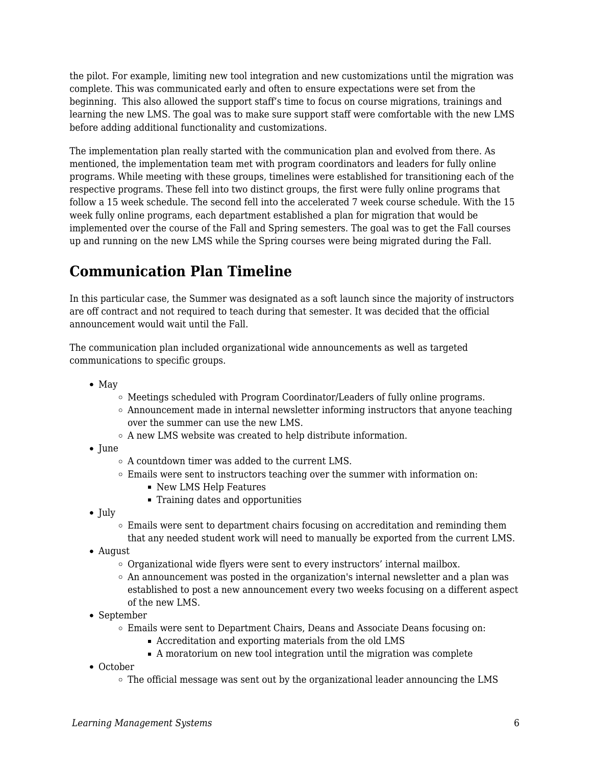the pilot. For example, limiting new tool integration and new customizations until the migration was complete. This was communicated early and often to ensure expectations were set from the beginning.  This also allowed the support staff's time to focus on course migrations, trainings and learning the new LMS. The goal was to make sure support staff were comfortable with the new LMS before adding additional functionality and customizations.

The implementation plan really started with the communication plan and evolved from there. As mentioned, the implementation team met with program coordinators and leaders for fully online programs. While meeting with these groups, timelines were established for transitioning each of the respective programs. These fell into two distinct groups, the first were fully online programs that follow a 15 week schedule. The second fell into the accelerated 7 week course schedule. With the 15 week fully online programs, each department established a plan for migration that would be implemented over the course of the Fall and Spring semesters. The goal was to get the Fall courses up and running on the new LMS while the Spring courses were being migrated during the Fall.

## Communication Plan Timeline

In this particular case, the Summer was designated as a soft launch since the majority of instructors are off contract and not required to teach during that semester. It was decided that the official announcement would wait until the Fall.

The communication plan included organizational wide announcements as well as targeted communications to specific groups.

- May
  - Meetings scheduled with Program Coordinator/Leaders of fully online programs.
  - Announcement made in internal newsletter informing instructors that anyone teaching over the summer can use the new LMS.
  - A new LMS website was created to help distribute information.
- June
  - A countdown timer was added to the current LMS.
  - Emails were sent to instructors teaching over the summer with information on:
    - New LMS Help Features
    - Training dates and opportunities
- July
  - Emails were sent to department chairs focusing on accreditation and reminding them that any needed student work will need to manually be exported from the current LMS.
- August
  - Organizational wide flyers were sent to every instructors' internal mailbox.
  - An announcement was posted in the organization's internal newsletter and a plan was established to post a new announcement every two weeks focusing on a different aspect of the new LMS.
- September
  - Emails were sent to Department Chairs, Deans and Associate Deans focusing on:
    - Accreditation and exporting materials from the old LMS
    - A moratorium on new tool integration until the migration was complete
- October
  - The official message was sent out by the organizational leader announcing the LMS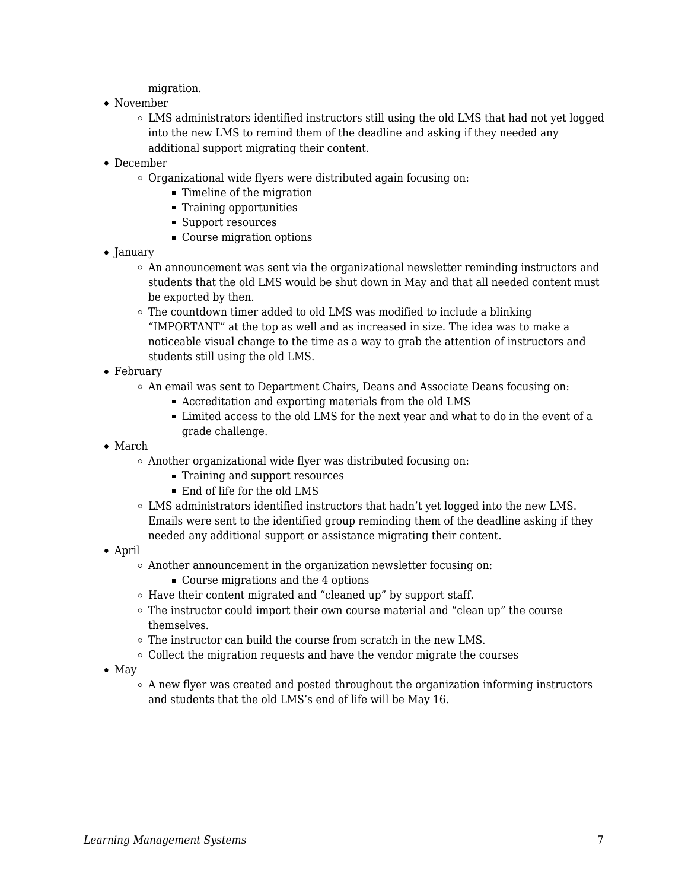migration.

- November
    - LMS administrators identified instructors still using the old LMS that had not yet logged into the new LMS to remind them of the deadline and asking if they needed any additional support migrating their content.
- December
    - Organizational wide flyers were distributed again focusing on:
        - Timeline of the migration
        - Training opportunities
        - Support resources
        - Course migration options
- January
    - An announcement was sent via the organizational newsletter reminding instructors and students that the old LMS would be shut down in May and that all needed content must be exported by then.
    - The countdown timer added to old LMS was modified to include a blinking "IMPORTANT" at the top as well and as increased in size. The idea was to make a noticeable visual change to the time as a way to grab the attention of instructors and students still using the old LMS.
- February
    - An email was sent to Department Chairs, Deans and Associate Deans focusing on:
        - Accreditation and exporting materials from the old LMS
        - Limited access to the old LMS for the next year and what to do in the event of a grade challenge.
- March
    - Another organizational wide flyer was distributed focusing on:
        - Training and support resources
        - End of life for the old LMS
    - LMS administrators identified instructors that hadn't yet logged into the new LMS. Emails were sent to the identified group reminding them of the deadline asking if they needed any additional support or assistance migrating their content.
- April
    - Another announcement in the organization newsletter focusing on:
        - Course migrations and the 4 options
    - Have their content migrated and "cleaned up" by support staff.
    - The instructor could import their own course material and "clean up" the course themselves.
    - The instructor can build the course from scratch in the new LMS.
    - Collect the migration requests and have the vendor migrate the courses
- May
    - A new flyer was created and posted throughout the organization informing instructors and students that the old LMS's end of life will be May 16.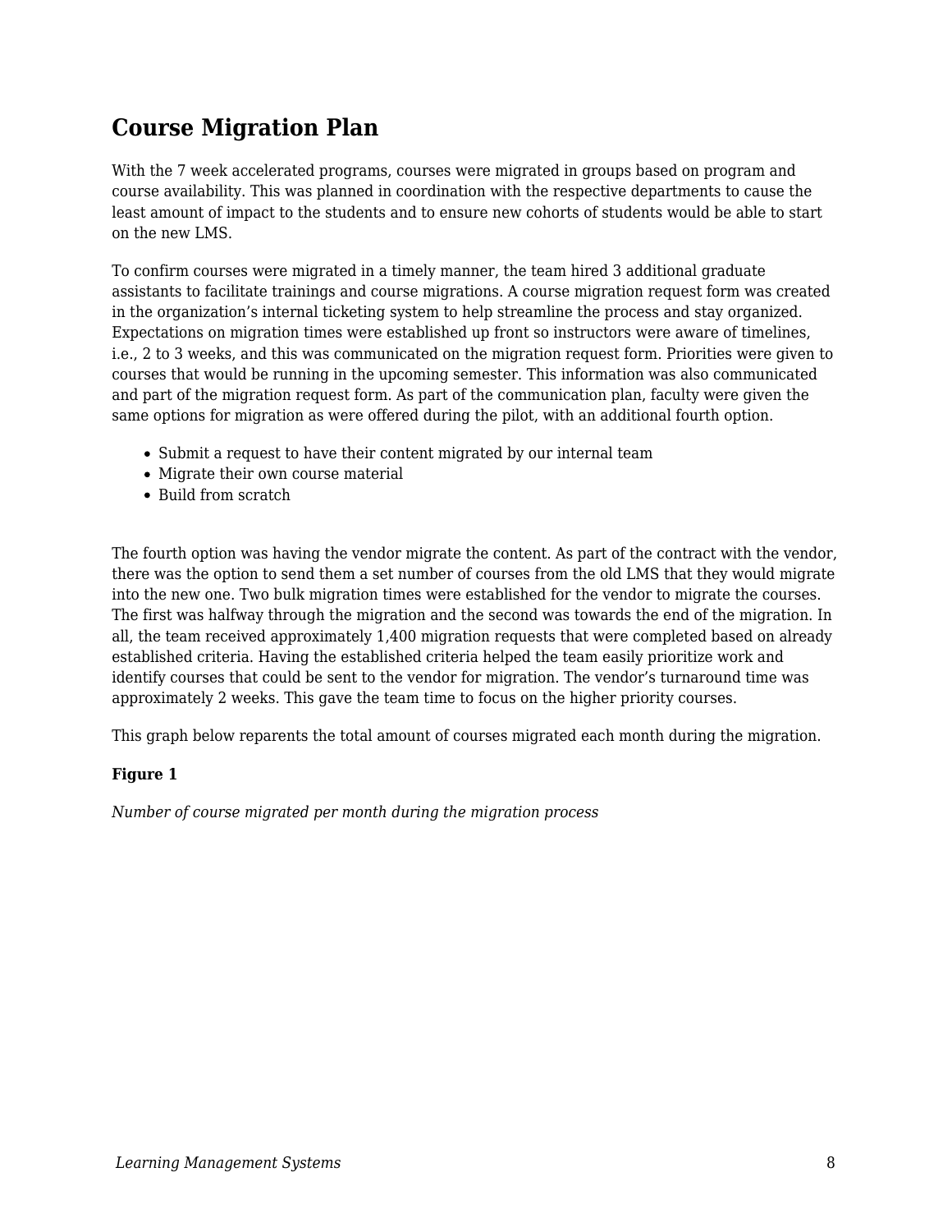## Course Migration Plan

With the 7 week accelerated programs, courses were migrated in groups based on program and course availability. This was planned in coordination with the respective departments to cause the least amount of impact to the students and to ensure new cohorts of students would be able to start on the new LMS.

To confirm courses were migrated in a timely manner, the team hired 3 additional graduate assistants to facilitate trainings and course migrations. A course migration request form was created in the organization's internal ticketing system to help streamline the process and stay organized. Expectations on migration times were established up front so instructors were aware of timelines, i.e., 2 to 3 weeks, and this was communicated on the migration request form. Priorities were given to courses that would be running in the upcoming semester. This information was also communicated and part of the migration request form. As part of the communication plan, faculty were given the same options for migration as were offered during the pilot, with an additional fourth option.

- Submit a request to have their content migrated by our internal team
- Migrate their own course material
- Build from scratch

The fourth option was having the vendor migrate the content. As part of the contract with the vendor, there was the option to send them a set number of courses from the old LMS that they would migrate into the new one. Two bulk migration times were established for the vendor to migrate the courses. The first was halfway through the migration and the second was towards the end of the migration. In all, the team received approximately 1,400 migration requests that were completed based on already established criteria. Having the established criteria helped the team easily prioritize work and identify courses that could be sent to the vendor for migration. The vendor's turnaround time was approximately 2 weeks. This gave the team time to focus on the higher priority courses.

This graph below reparents the total amount of courses migrated each month during the migration.

**Figure 1**

*Number of course migrated per month during the migration process*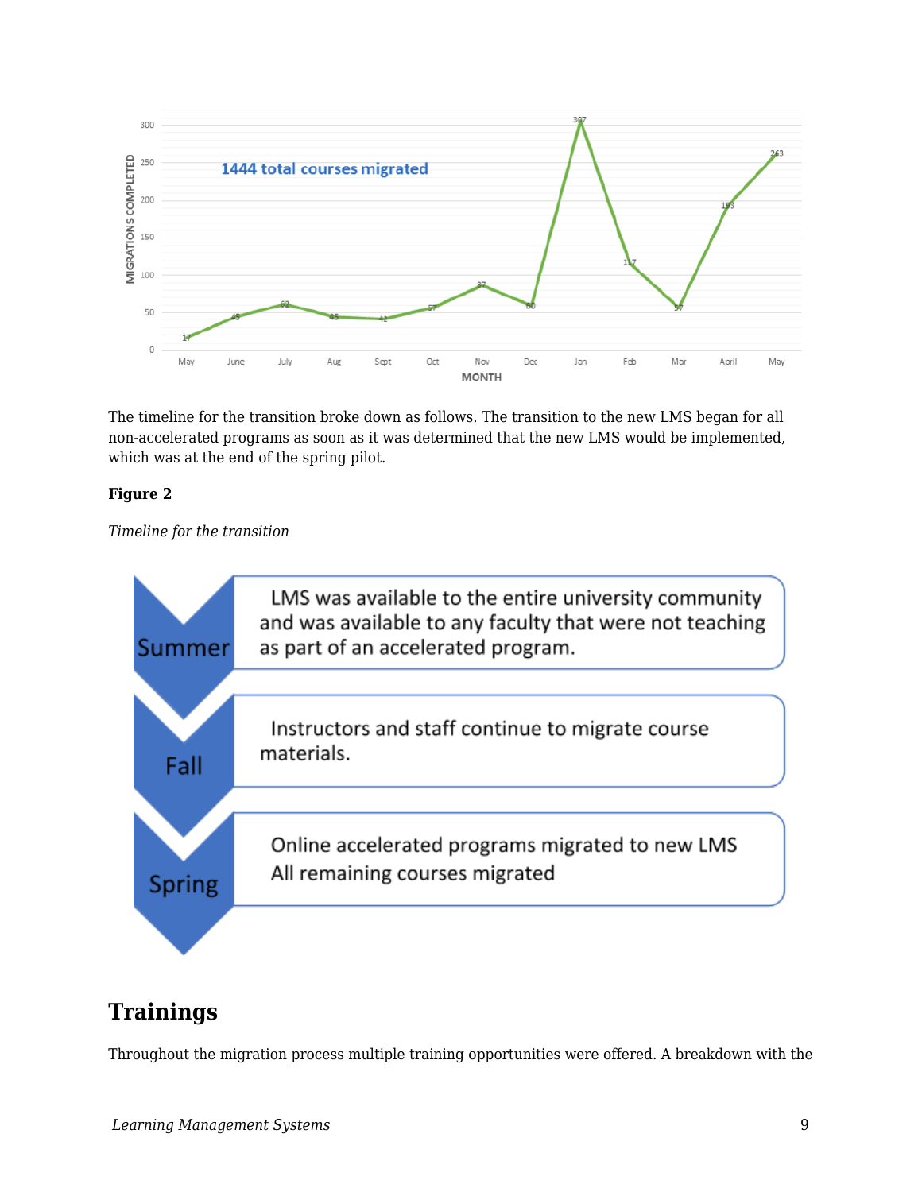The timeline for the transition broke down as follows. The transition to the new LMS began for all non-accelerated programs as soon as it was determined that the new LMS would be implemented, which was at the end of the spring pilot.

**Figure 2**

*Timeline for the transition*

| | |
|---|---|
| Summer | LMS was available to the entire university community and was available to any faculty that were not teaching as part of an accelerated program. |
| Fall | Instructors and staff continue to migrate course materials. |
| Spring | Online accelerated programs migrated to new LMS<br>All remaining courses migrated |

## Trainings

Throughout the migration process multiple training opportunities were offered. A breakdown with the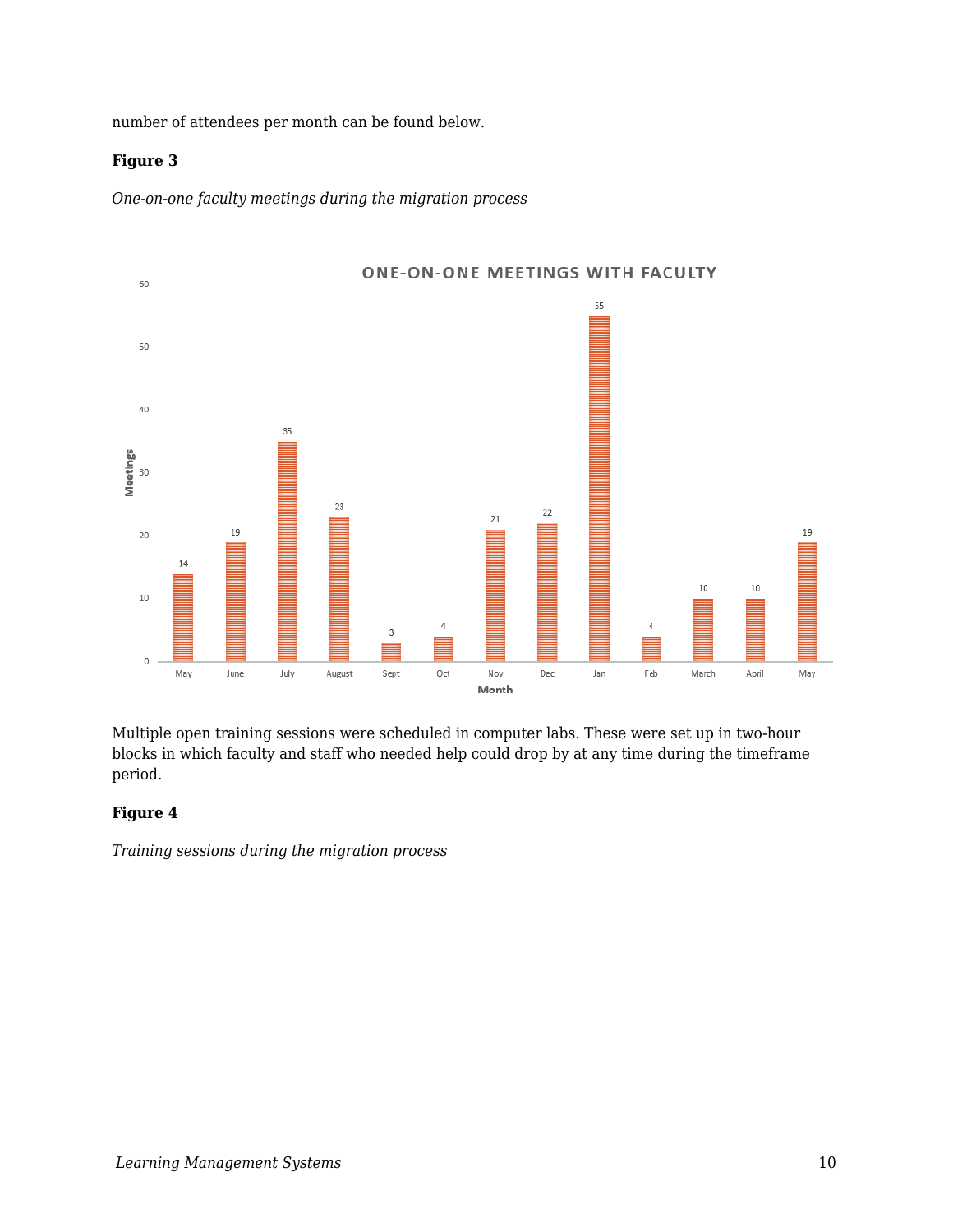number of attendees per month can be found below.

**Figure 3**

*One-on-one faculty meetings during the migration process*

ONE-ON-ONE MEETINGS WITH FACULTY

| Month | Meetings |
|---|---|
| May | 14 |
| June | 19 |
| July | 35 |
| August | 23 |
| Sept | 3 |
| Oct | 4 |
| Nov | 21 |
| Dec | 22 |
| Jan | 55 |
| Feb | 4 |
| March | 10 |
| April | 10 |
| May | 19 |

Multiple open training sessions were scheduled in computer labs. These were set up in two-hour blocks in which faculty and staff who needed help could drop by at any time during the timeframe period.

**Figure 4**

*Training sessions during the migration process*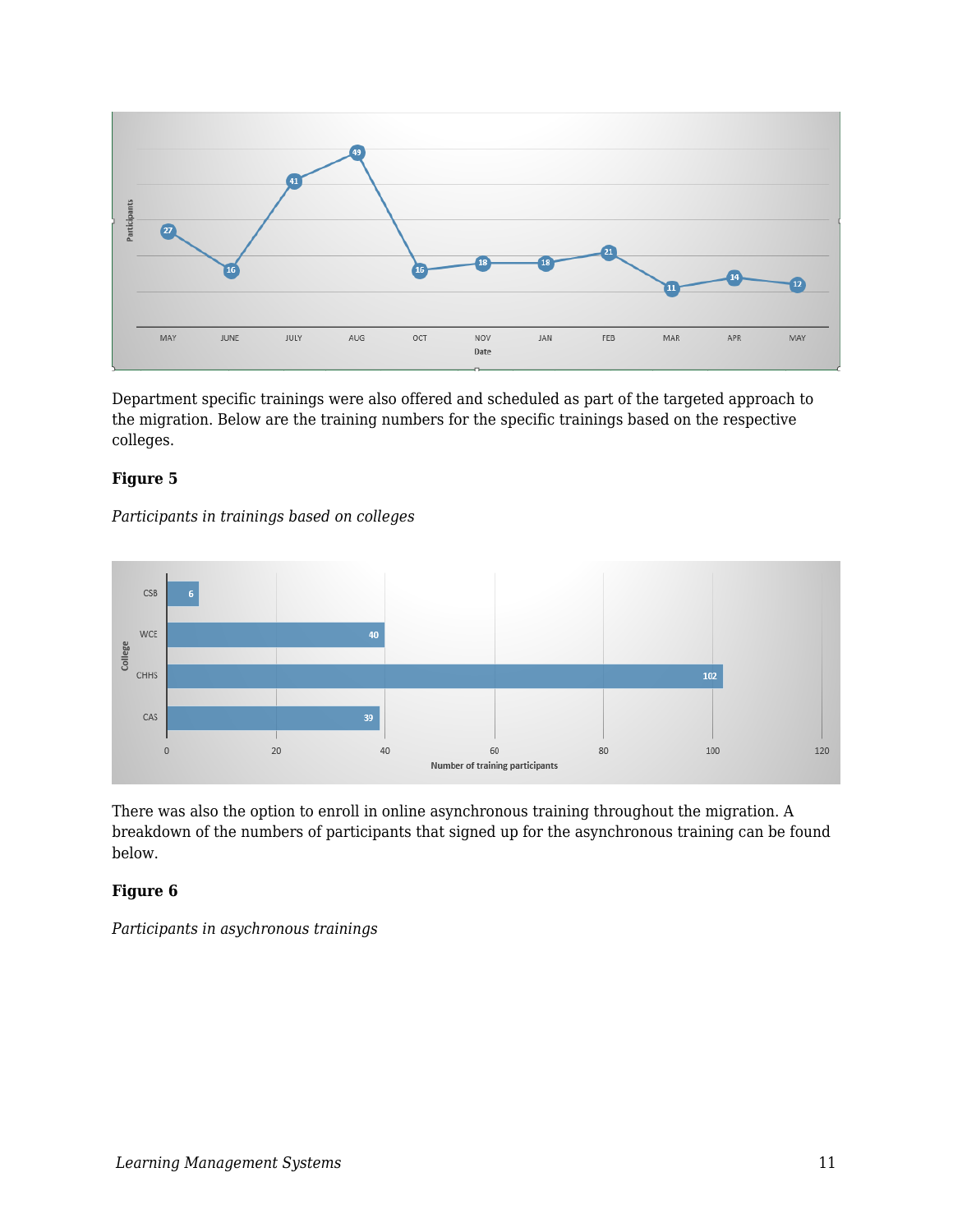Department specific trainings were also offered and scheduled as part of the targeted approach to the migration. Below are the training numbers for the specific trainings based on the respective colleges.

**Figure 5**

*Participants in trainings based on colleges*

There was also the option to enroll in online asynchronous training throughout the migration. A breakdown of the numbers of participants that signed up for the asynchronous training can be found below.

**Figure 6**

*Participants in asychronous trainings*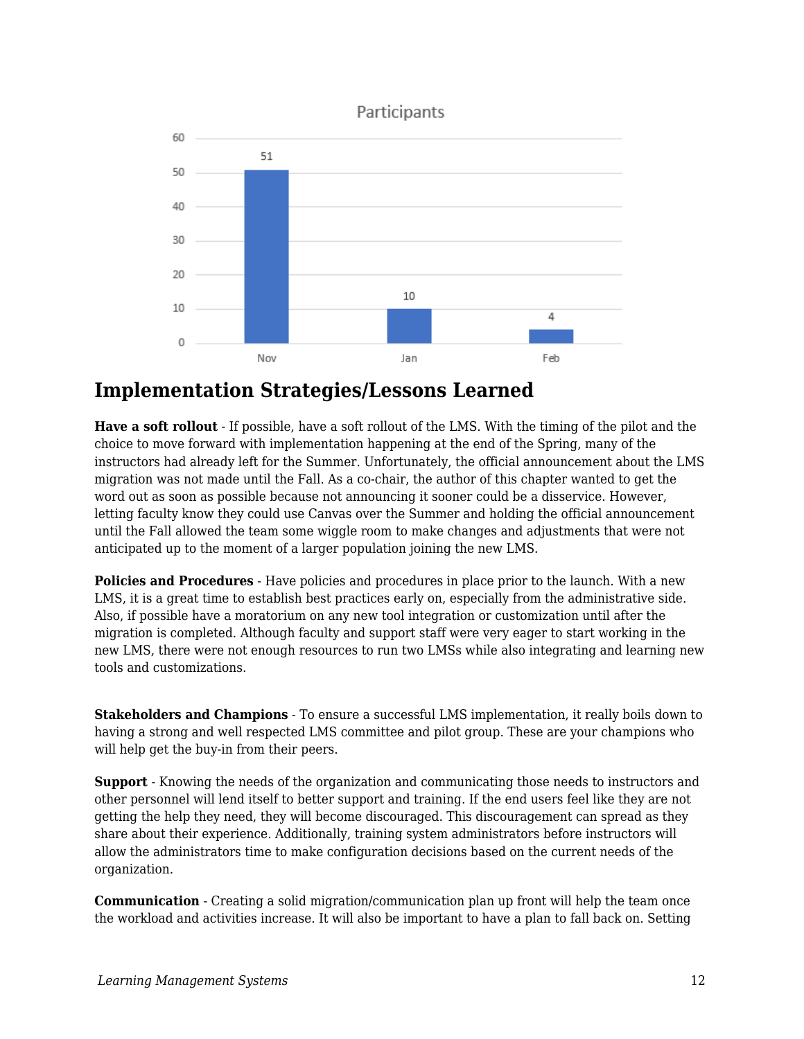Participants

| | Nov | Jan | Feb |
|---|---|---|---|
| Participants | 51 | 10 | 4 |

## Implementation Strategies/Lessons Learned

**Have a soft rollout** - If possible, have a soft rollout of the LMS. With the timing of the pilot and the choice to move forward with implementation happening at the end of the Spring, many of the instructors had already left for the Summer. Unfortunately, the official announcement about the LMS migration was not made until the Fall. As a co-chair, the author of this chapter wanted to get the word out as soon as possible because not announcing it sooner could be a disservice. However, letting faculty know they could use Canvas over the Summer and holding the official announcement until the Fall allowed the team some wiggle room to make changes and adjustments that were not anticipated up to the moment of a larger population joining the new LMS.

**Policies and Procedures** - Have policies and procedures in place prior to the launch. With a new LMS, it is a great time to establish best practices early on, especially from the administrative side. Also, if possible have a moratorium on any new tool integration or customization until after the migration is completed. Although faculty and support staff were very eager to start working in the new LMS, there were not enough resources to run two LMSs while also integrating and learning new tools and customizations.

**Stakeholders and Champions** - To ensure a successful LMS implementation, it really boils down to having a strong and well respected LMS committee and pilot group. These are your champions who will help get the buy-in from their peers.

**Support** - Knowing the needs of the organization and communicating those needs to instructors and other personnel will lend itself to better support and training. If the end users feel like they are not getting the help they need, they will become discouraged. This discouragement can spread as they share about their experience. Additionally, training system administrators before instructors will allow the administrators time to make configuration decisions based on the current needs of the organization.

**Communication** - Creating a solid migration/communication plan up front will help the team once the workload and activities increase. It will also be important to have a plan to fall back on. Setting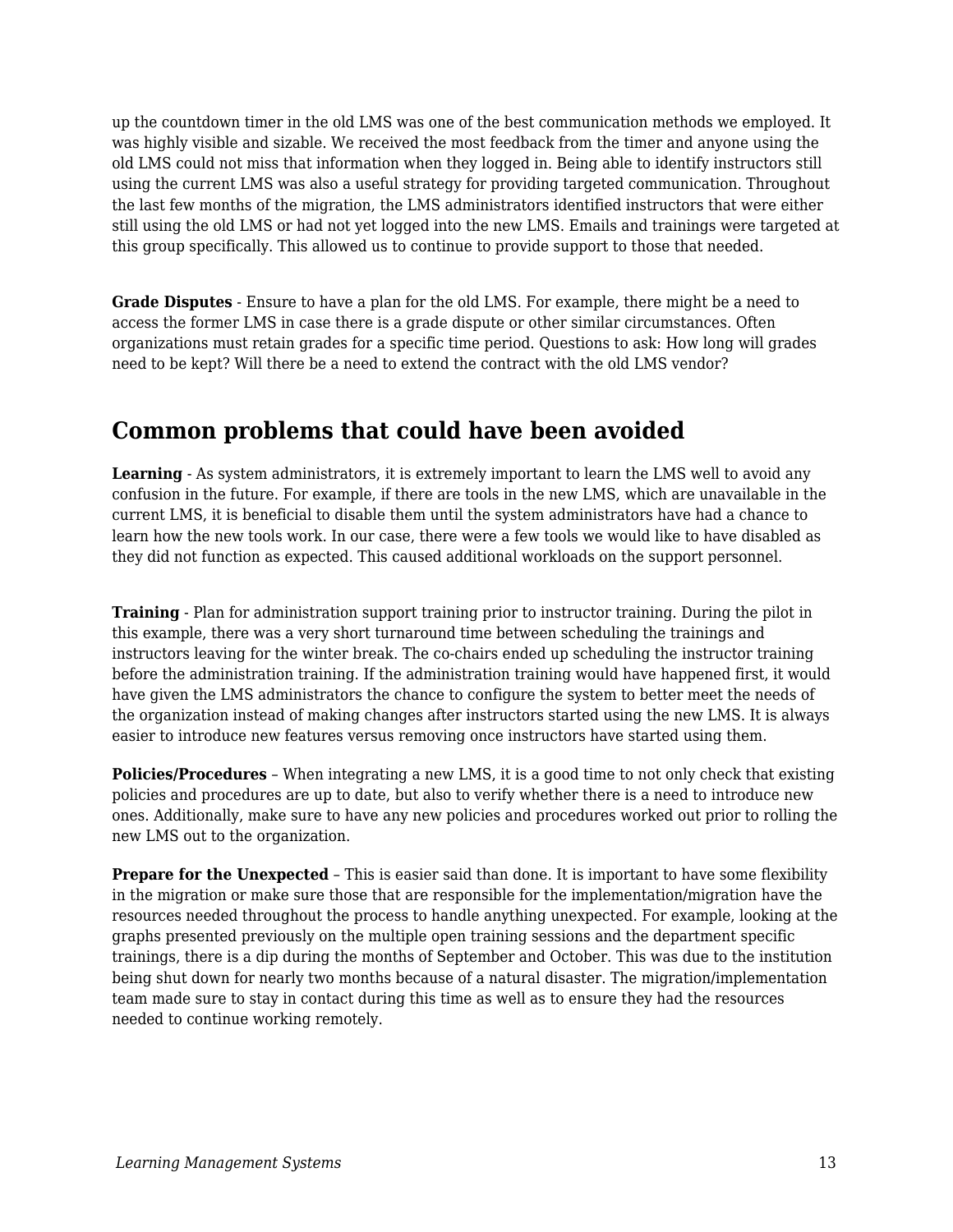up the countdown timer in the old LMS was one of the best communication methods we employed. It was highly visible and sizable. We received the most feedback from the timer and anyone using the old LMS could not miss that information when they logged in. Being able to identify instructors still using the current LMS was also a useful strategy for providing targeted communication. Throughout the last few months of the migration, the LMS administrators identified instructors that were either still using the old LMS or had not yet logged into the new LMS. Emails and trainings were targeted at this group specifically. This allowed us to continue to provide support to those that needed.

**Grade Disputes** - Ensure to have a plan for the old LMS. For example, there might be a need to access the former LMS in case there is a grade dispute or other similar circumstances. Often organizations must retain grades for a specific time period. Questions to ask: How long will grades need to be kept? Will there be a need to extend the contract with the old LMS vendor?

## Common problems that could have been avoided

**Learning** - As system administrators, it is extremely important to learn the LMS well to avoid any confusion in the future. For example, if there are tools in the new LMS, which are unavailable in the current LMS, it is beneficial to disable them until the system administrators have had a chance to learn how the new tools work. In our case, there were a few tools we would like to have disabled as they did not function as expected. This caused additional workloads on the support personnel.

**Training** - Plan for administration support training prior to instructor training. During the pilot in this example, there was a very short turnaround time between scheduling the trainings and instructors leaving for the winter break. The co-chairs ended up scheduling the instructor training before the administration training. If the administration training would have happened first, it would have given the LMS administrators the chance to configure the system to better meet the needs of the organization instead of making changes after instructors started using the new LMS. It is always easier to introduce new features versus removing once instructors have started using them.

**Policies/Procedures** – When integrating a new LMS, it is a good time to not only check that existing policies and procedures are up to date, but also to verify whether there is a need to introduce new ones. Additionally, make sure to have any new policies and procedures worked out prior to rolling the new LMS out to the organization.

**Prepare for the Unexpected** – This is easier said than done. It is important to have some flexibility in the migration or make sure those that are responsible for the implementation/migration have the resources needed throughout the process to handle anything unexpected. For example, looking at the graphs presented previously on the multiple open training sessions and the department specific trainings, there is a dip during the months of September and October. This was due to the institution being shut down for nearly two months because of a natural disaster. The migration/implementation team made sure to stay in contact during this time as well as to ensure they had the resources needed to continue working remotely.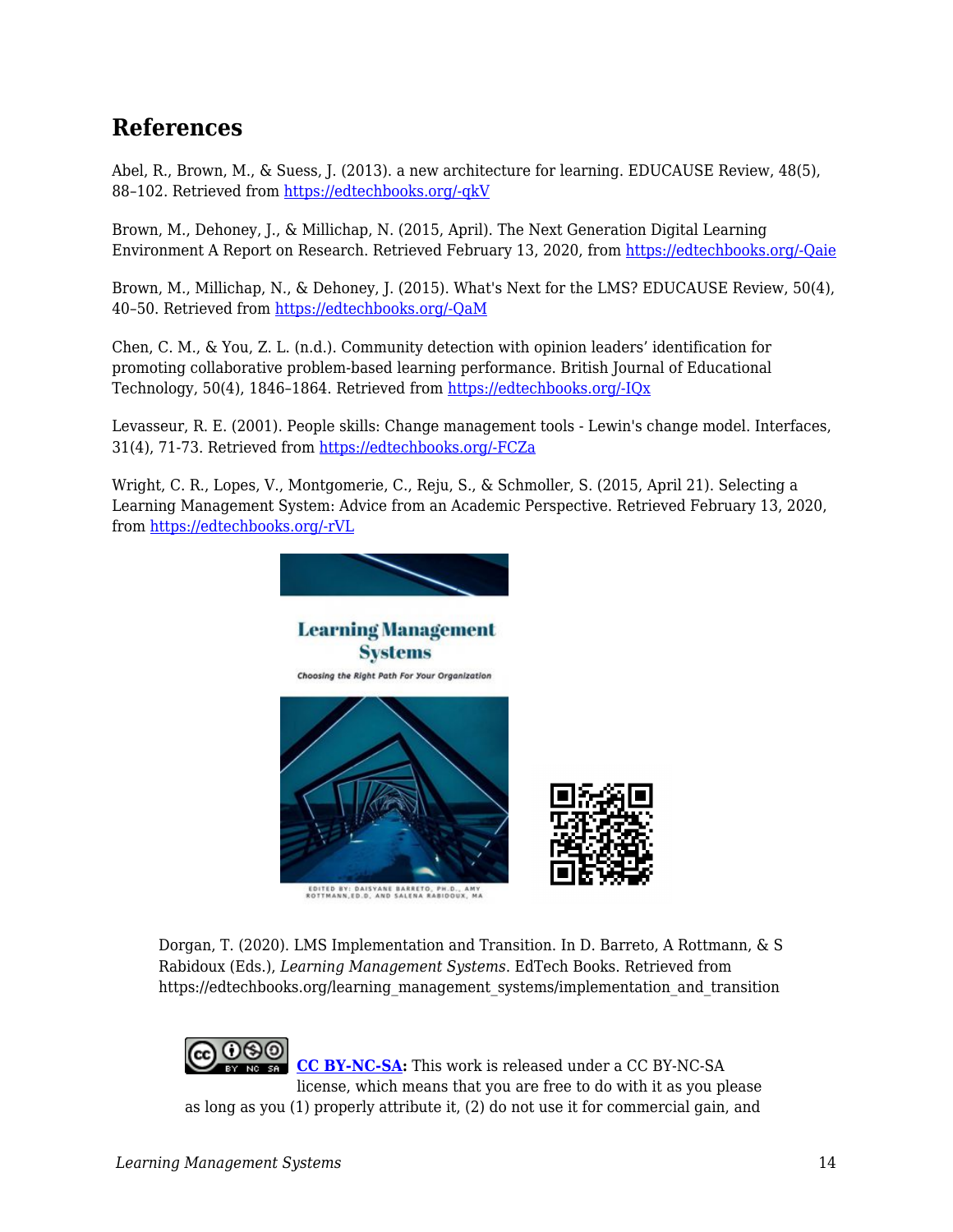## References

Abel, R., Brown, M., & Suess, J. (2013). a new architecture for learning. EDUCAUSE Review, 48(5), 88–102. Retrieved from https://edtechbooks.org/-qkV

Brown, M., Dehoney, J., & Millichap, N. (2015, April). The Next Generation Digital Learning Environment A Report on Research. Retrieved February 13, 2020, from https://edtechbooks.org/-Qaie

Brown, M., Millichap, N., & Dehoney, J. (2015). What's Next for the LMS? EDUCAUSE Review, 50(4), 40–50. Retrieved from https://edtechbooks.org/-QaM

Chen, C. M., & You, Z. L. (n.d.). Community detection with opinion leaders' identification for promoting collaborative problem-based learning performance. British Journal of Educational Technology, 50(4), 1846–1864. Retrieved from https://edtechbooks.org/-IQx

Levasseur, R. E. (2001). People skills: Change management tools - Lewin's change model. Interfaces, 31(4), 71-73. Retrieved from https://edtechbooks.org/-FCZa

Wright, C. R., Lopes, V., Montgomerie, C., Reju, S., & Schmoller, S. (2015, April 21). Selecting a Learning Management System: Advice from an Academic Perspective. Retrieved February 13, 2020, from https://edtechbooks.org/-rVL

Dorgan, T. (2020). LMS Implementation and Transition. In D. Barreto, A Rottmann, & S Rabidoux (Eds.), *Learning Management Systems*. EdTech Books. Retrieved from https://edtechbooks.org/learning_management_systems/implementation_and_transition

**CC BY-NC-SA:** This work is released under a CC BY-NC-SA license, which means that you are free to do with it as you please as long as you (1) properly attribute it, (2) do not use it for commercial gain, and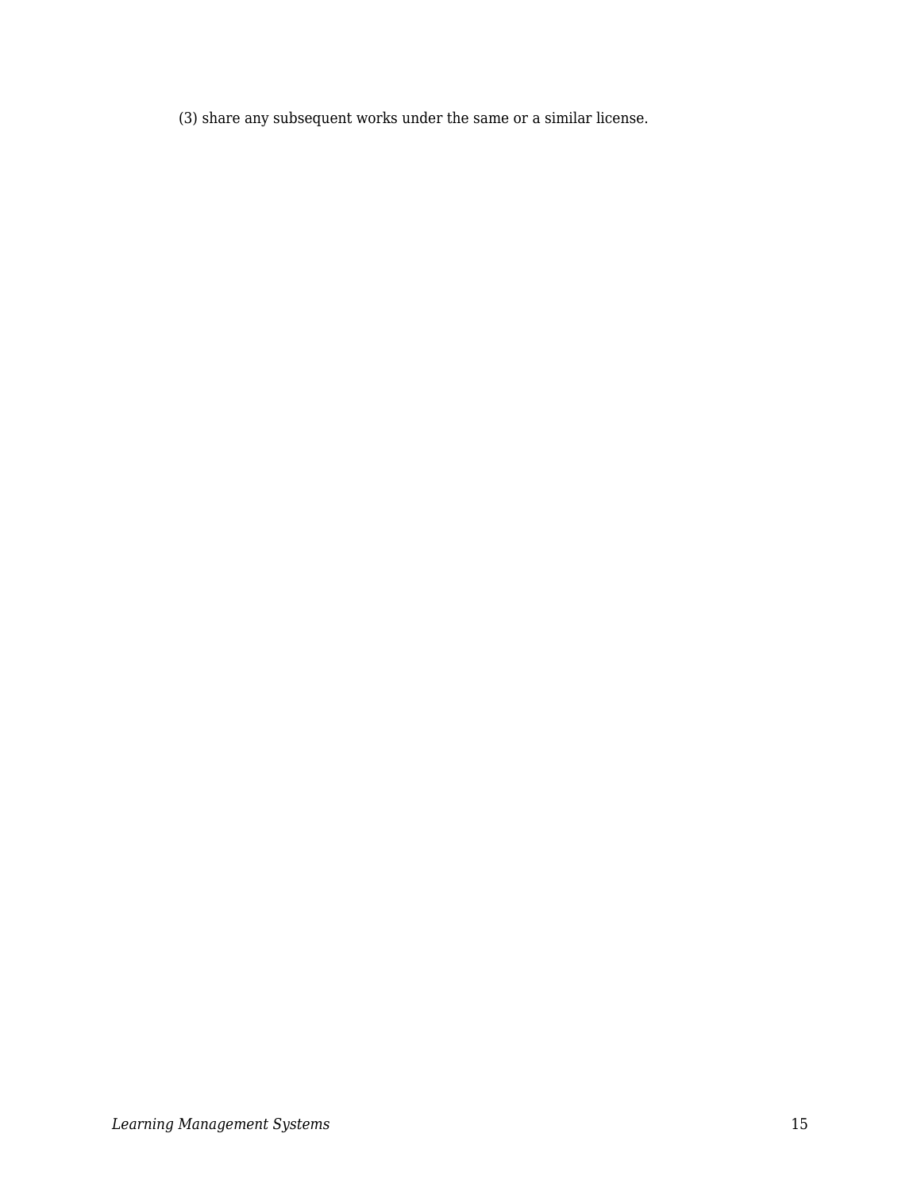(3) share any subsequent works under the same or a similar license.